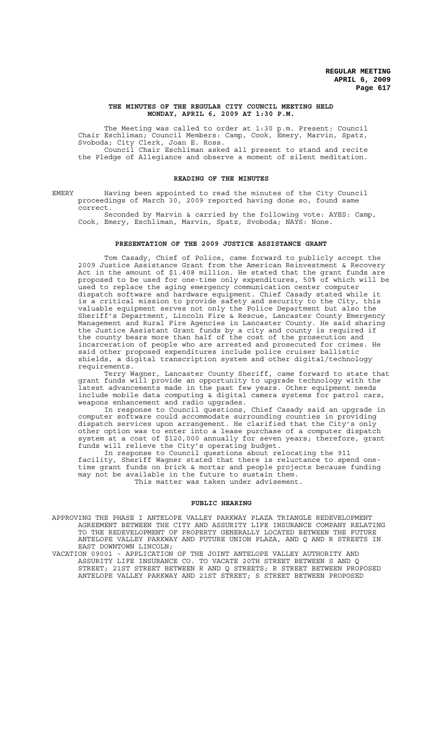# THE MINUTES OF THE REGULAR CITY COUNCIL MEETING HELD MONDAY, APRIL 6, 2009 AT 1:30 P.M.

The Meeting was called to order at 1:30 p.m. Present: Council Chair Eschliman; Council Members: Camp, Cook, Emery, Marvin, Spatz, Svoboda; City Clerk, Joan E. Ross.

Council Chair Eschliman asked all present to stand and recite the Pledge of Allegiance and observe a moment of silent meditation.

## READING OF THE MINUTES

EMERY Having been appointed to read the minutes of the City Council proceedings of March 30, 2009 reported having done so, found same correct.

Seconded by Marvin & carried by the following vote: AYES: Camp, Cook, Emery, Eschliman, Marvin, Spatz, Svoboda; NAYS: None.

## PRESENTATION OF THE 2009 JUSTICE ASSISTANCE GRANT

Tom Casady, Chief of Police, came forward to publicly accept the 2009 Justice Assistance Grant from the American Reinvestment & Recovery Act in the amount of $1.408 million. He stated that the grant funds are proposed to be used for one-time only expenditures, 50% of which will be used to replace the aging emergency communication center computer dispatch software and hardware equipment. Chief Casady stated while it is a critical mission to provide safety and security to the City, this valuable equipment serves not only the Police Department but also the Sheriff's Department, Lincoln Fire & Rescue, Lancaster County Emergency Management and Rural Fire Agencies in Lancaster County. He said sharing the Justice Assistant Grant funds by a city and county is required if the county bears more than half of the cost of the prosecution and incarceration of people who are arrested and prosecuted for crimes. He said other proposed expenditures include police cruiser ballistic shields, a digital transcription system and other digital/technology requirements.

Terry Wagner, Lancaster County Sheriff, came forward to state that grant funds will provide an opportunity to upgrade technology with the latest advancements made in the past few years. Other equipment needs include mobile data computing & digital camera systems for patrol cars, weapons enhancement and radio upgrades.

In response to Council questions, Chief Casady said an upgrade in computer software could accommodate surrounding counties in providing dispatch services upon arrangement. He clarified that the City's only other option was to enter into a lease purchase of a computer dispatch system at a cost of $120,000 annually for seven years; therefore, grant funds will relieve the City's operating budget.

In response to Council questions about relocating the 911 facility, Sheriff Wagner stated that there is reluctance to spend one-time grant funds on brick & mortar and people projects because funding may not be available in the future to sustain them.

This matter was taken under advisement.

## PUBLIC HEARING

APPROVING THE PHASE I ANTELOPE VALLEY PARKWAY PLAZA TRIANGLE REDEVELOPMENT AGREEMENT BETWEEN THE CITY AND ASSURITY LIFE INSURANCE COMPANY RELATING TO THE REDEVELOPMENT OF PROPERTY GENERALLY LOCATED BETWEEN THE FUTURE ANTELOPE VALLEY PARKWAY AND FUTURE UNION PLAZA, AND Q AND R STREETS IN EAST DOWNTOWN LINCOLN;

VACATION 09001 - APPLICATION OF THE JOINT ANTELOPE VALLEY AUTHORITY AND ASSURITY LIFE INSURANCE CO. TO VACATE 20TH STREET BETWEEN S AND Q STREET; 21ST STREET BETWEEN R AND Q STREETS; R STREET BETWEEN PROPOSED ANTELOPE VALLEY PARKWAY AND 21ST STREET; S STREET BETWEEN PROPOSED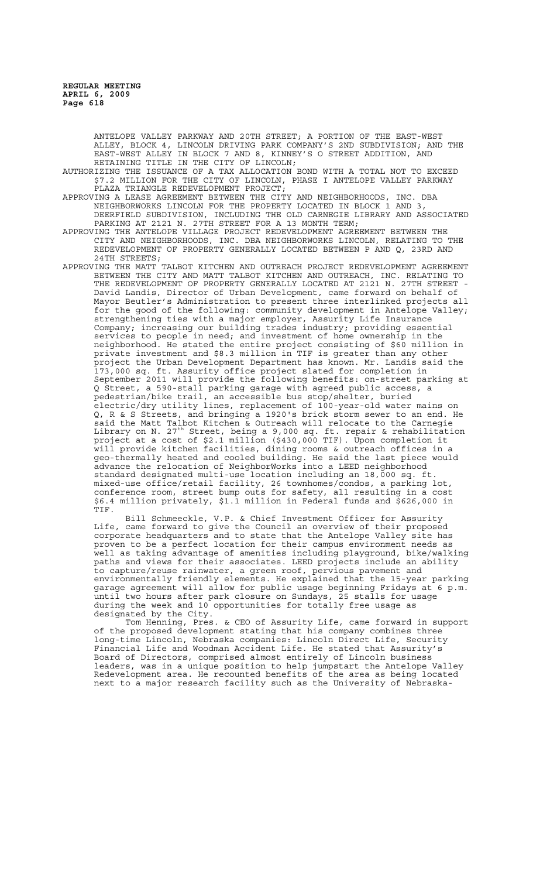ANTELOPE VALLEY PARKWAY AND 20TH STREET; A PORTION OF THE EAST-WEST ALLEY, BLOCK 4, LINCOLN DRIVING PARK COMPANY'S 2ND SUBDIVISION; AND THE EAST-WEST ALLEY IN BLOCK 7 AND 8, KINNEY'S O STREET ADDITION, AND RETAINING TITLE IN THE CITY OF LINCOLN;

AUTHORIZING THE ISSUANCE OF A TAX ALLOCATION BOND WITH A TOTAL NOT TO EXCEED $7.2 MILLION FOR THE CITY OF LINCOLN, PHASE I ANTELOPE VALLEY PARKWAY PLAZA TRIANGLE REDEVELOPMENT PROJECT;

APPROVING A LEASE AGREEMENT BETWEEN THE CITY AND NEIGHBORHOODS, INC. DBA NEIGHBORWORKS LINCOLN FOR THE PROPERTY LOCATED IN BLOCK 1 AND 3, DEERFIELD SUBDIVISION, INCLUDING THE OLD CARNEGIE LIBRARY AND ASSOCIATED PARKING AT 2121 N. 27TH STREET FOR A 13 MONTH TERM;

APPROVING THE ANTELOPE VILLAGE PROJECT REDEVELOPMENT AGREEMENT BETWEEN THE CITY AND NEIGHBORHOODS, INC. DBA NEIGHBORWORKS LINCOLN, RELATING TO THE REDEVELOPMENT OF PROPERTY GENERALLY LOCATED BETWEEN P AND Q, 23RD AND 24TH STREETS;

APPROVING THE MATT TALBOT KITCHEN AND OUTREACH PROJECT REDEVELOPMENT AGREEMENT BETWEEN THE CITY AND MATT TALBOT KITCHEN AND OUTREACH, INC. RELATING TO THE REDEVELOPMENT OF PROPERTY GENERALLY LOCATED AT 2121 N. 27TH STREET - David Landis, Director of Urban Development, came forward on behalf of Mayor Beutler's Administration to present three interlinked projects all for the good of the following: community development in Antelope Valley; strengthening ties with a major employer, Assurity Life Insurance Company; increasing our building trades industry; providing essential services to people in need; and investment of home ownership in the neighborhood. He stated the entire project consisting of $60 million in private investment and $8.3 million in TIF is greater than any other project the Urban Development Department has known. Mr. Landis said the 173,000 sq. ft. Assurity office project slated for completion in September 2011 will provide the following benefits: on-street parking at Q Street, a 590-stall parking garage with agreed public access, a pedestrian/bike trail, an accessible bus stop/shelter, buried electric/dry utility lines, replacement of 100-year-old water mains on Q, R & S Streets, and bringing a 1920's brick storm sewer to an end. He said the Matt Talbot Kitchen & Outreach will relocate to the Carnegie Library on N. 27th Street, being a 9,000 sq. ft. repair & rehabilitation project at a cost of $2.1 million ($430,000 TIF). Upon completion it will provide kitchen facilities, dining rooms & outreach offices in a geo-thermally heated and cooled building. He said the last piece would advance the relocation of NeighborWorks into a LEED neighborhood standard designated multi-use location including an 18,000 sq. ft. mixed-use office/retail facility, 26 townhomes/condos, a parking lot, conference room, street bump outs for safety, all resulting in a cost $6.4 million privately, $1.1 million in Federal funds and $626,000 in TIF.

Bill Schmeeckle, V.P. & Chief Investment Officer for Assurity Life, came forward to give the Council an overview of their proposed corporate headquarters and to state that the Antelope Valley site has proven to be a perfect location for their campus environment needs as well as taking advantage of amenities including playground, bike/walking paths and views for their associates. LEED projects include an ability to capture/reuse rainwater, a green roof, pervious pavement and environmentally friendly elements. He explained that the 15-year parking garage agreement will allow for public usage beginning Fridays at 6 p.m. until two hours after park closure on Sundays, 25 stalls for usage during the week and 10 opportunities for totally free usage as designated by the City.

Tom Henning, Pres. & CEO of Assurity Life, came forward in support of the proposed development stating that his company combines three long-time Lincoln, Nebraska companies: Lincoln Direct Life, Security Financial Life and Woodman Accident Life. He stated that Assurity's Board of Directors, comprised almost entirely of Lincoln business leaders, was in a unique position to help jumpstart the Antelope Valley Redevelopment area. He recounted benefits of the area as being located next to a major research facility such as the University of Nebraska-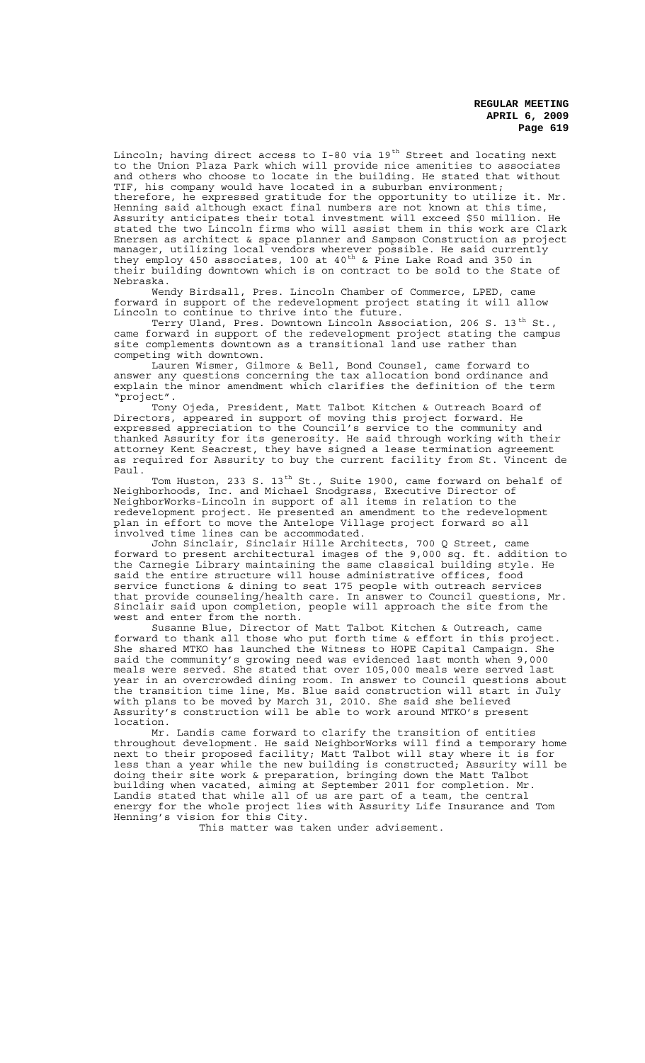Lincoln; having direct access to I-80 via 19th Street and locating next to the Union Plaza Park which will provide nice amenities to associates and others who choose to locate in the building. He stated that without TIF, his company would have located in a suburban environment; therefore, he expressed gratitude for the opportunity to utilize it. Mr. Henning said although exact final numbers are not known at this time, Assurity anticipates their total investment will exceed $50 million. He stated the two Lincoln firms who will assist them in this work are Clark Enersen as architect & space planner and Sampson Construction as project manager, utilizing local vendors wherever possible. He said currently they employ 450 associates, 100 at 40th & Pine Lake Road and 350 in their building downtown which is on contract to be sold to the State of Nebraska.

Wendy Birdsall, Pres. Lincoln Chamber of Commerce, LPED, came forward in support of the redevelopment project stating it will allow Lincoln to continue to thrive into the future.

Terry Uland, Pres. Downtown Lincoln Association, 206 S. 13th St., came forward in support of the redevelopment project stating the campus site complements downtown as a transitional land use rather than competing with downtown.

Lauren Wismer, Gilmore & Bell, Bond Counsel, came forward to answer any questions concerning the tax allocation bond ordinance and explain the minor amendment which clarifies the definition of the term "project".

Tony Ojeda, President, Matt Talbot Kitchen & Outreach Board of Directors, appeared in support of moving this project forward. He expressed appreciation to the Council's service to the community and thanked Assurity for its generosity. He said through working with their attorney Kent Seacrest, they have signed a lease termination agreement as required for Assurity to buy the current facility from St. Vincent de Paul.

Tom Huston, 233 S. 13th St., Suite 1900, came forward on behalf of Neighborhoods, Inc. and Michael Snodgrass, Executive Director of NeighborWorks-Lincoln in support of all items in relation to the redevelopment project. He presented an amendment to the redevelopment plan in effort to move the Antelope Village project forward so all involved time lines can be accommodated.

John Sinclair, Sinclair Hille Architects, 700 Q Street, came forward to present architectural images of the 9,000 sq. ft. addition to the Carnegie Library maintaining the same classical building style. He said the entire structure will house administrative offices, food service functions & dining to seat 175 people with outreach services that provide counseling/health care. In answer to Council questions, Mr. Sinclair said upon completion, people will approach the site from the west and enter from the north.

Susanne Blue, Director of Matt Talbot Kitchen & Outreach, came forward to thank all those who put forth time & effort in this project. She shared MTKO has launched the Witness to HOPE Capital Campaign. She said the community's growing need was evidenced last month when 9,000 meals were served. She stated that over 105,000 meals were served last year in an overcrowded dining room. In answer to Council questions about the transition time line, Ms. Blue said construction will start in July with plans to be moved by March 31, 2010. She said she believed Assurity's construction will be able to work around MTKO's present location.

Mr. Landis came forward to clarify the transition of entities throughout development. He said NeighborWorks will find a temporary home next to their proposed facility; Matt Talbot will stay where it is for less than a year while the new building is constructed; Assurity will be doing their site work & preparation, bringing down the Matt Talbot building when vacated, aiming at September 2011 for completion. Mr. Landis stated that while all of us are part of a team, the central energy for the whole project lies with Assurity Life Insurance and Tom Henning's vision for this City.

This matter was taken under advisement.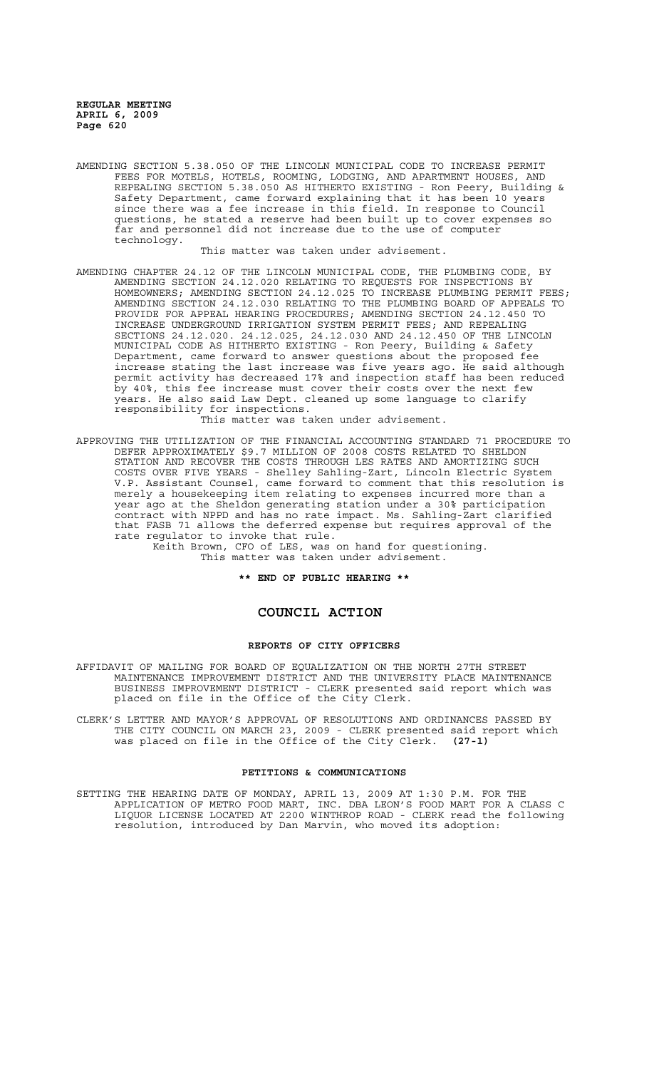AMENDING SECTION 5.38.050 OF THE LINCOLN MUNICIPAL CODE TO INCREASE PERMIT FEES FOR MOTELS, HOTELS, ROOMING, LODGING, AND APARTMENT HOUSES, AND REPEALING SECTION 5.38.050 AS HITHERTO EXISTING - Ron Peery, Building & Safety Department, came forward explaining that it has been 10 years since there was a fee increase in this field. In response to Council questions, he stated a reserve had been built up to cover expenses so far and personnel did not increase due to the use of computer technology.

This matter was taken under advisement.

AMENDING CHAPTER 24.12 OF THE LINCOLN MUNICIPAL CODE, THE PLUMBING CODE, BY AMENDING SECTION 24.12.020 RELATING TO REQUESTS FOR INSPECTIONS BY HOMEOWNERS; AMENDING SECTION 24.12.025 TO INCREASE PLUMBING PERMIT FEES; AMENDING SECTION 24.12.030 RELATING TO THE PLUMBING BOARD OF APPEALS TO PROVIDE FOR APPEAL HEARING PROCEDURES; AMENDING SECTION 24.12.450 TO INCREASE UNDERGROUND IRRIGATION SYSTEM PERMIT FEES; AND REPEALING SECTIONS 24.12.020. 24.12.025, 24.12.030 AND 24.12.450 OF THE LINCOLN MUNICIPAL CODE AS HITHERTO EXISTING - Ron Peery, Building & Safety Department, came forward to answer questions about the proposed fee increase stating the last increase was five years ago. He said although permit activity has decreased 17% and inspection staff has been reduced by 40%, this fee increase must cover their costs over the next few years. He also said Law Dept. cleaned up some language to clarify responsibility for inspections.

This matter was taken under advisement.

APPROVING THE UTILIZATION OF THE FINANCIAL ACCOUNTING STANDARD 71 PROCEDURE TO DEFER APPROXIMATELY $9.7 MILLION OF 2008 COSTS RELATED TO SHELDON STATION AND RECOVER THE COSTS THROUGH LES RATES AND AMORTIZING SUCH COSTS OVER FIVE YEARS - Shelley Sahling-Zart, Lincoln Electric System V.P. Assistant Counsel, came forward to comment that this resolution is merely a housekeeping item relating to expenses incurred more than a year ago at the Sheldon generating station under a 30% participation contract with NPPD and has no rate impact. Ms. Sahling-Zart clarified that FASB 71 allows the deferred expense but requires approval of the rate regulator to invoke that rule.

Keith Brown, CFO of LES, was on hand for questioning.

This matter was taken under advisement.

**\*\* END OF PUBLIC HEARING \*\***

# COUNCIL ACTION

## REPORTS OF CITY OFFICERS

AFFIDAVIT OF MAILING FOR BOARD OF EQUALIZATION ON THE NORTH 27TH STREET MAINTENANCE IMPROVEMENT DISTRICT AND THE UNIVERSITY PLACE MAINTENANCE BUSINESS IMPROVEMENT DISTRICT - CLERK presented said report which was placed on file in the Office of the City Clerk.

CLERK'S LETTER AND MAYOR'S APPROVAL OF RESOLUTIONS AND ORDINANCES PASSED BY THE CITY COUNCIL ON MARCH 23, 2009 - CLERK presented said report which was placed on file in the Office of the City Clerk. **(27-1)**

## PETITIONS & COMMUNICATIONS

SETTING THE HEARING DATE OF MONDAY, APRIL 13, 2009 AT 1:30 P.M. FOR THE APPLICATION OF METRO FOOD MART, INC. DBA LEON'S FOOD MART FOR A CLASS C LIQUOR LICENSE LOCATED AT 2200 WINTHROP ROAD - CLERK read the following resolution, introduced by Dan Marvin, who moved its adoption: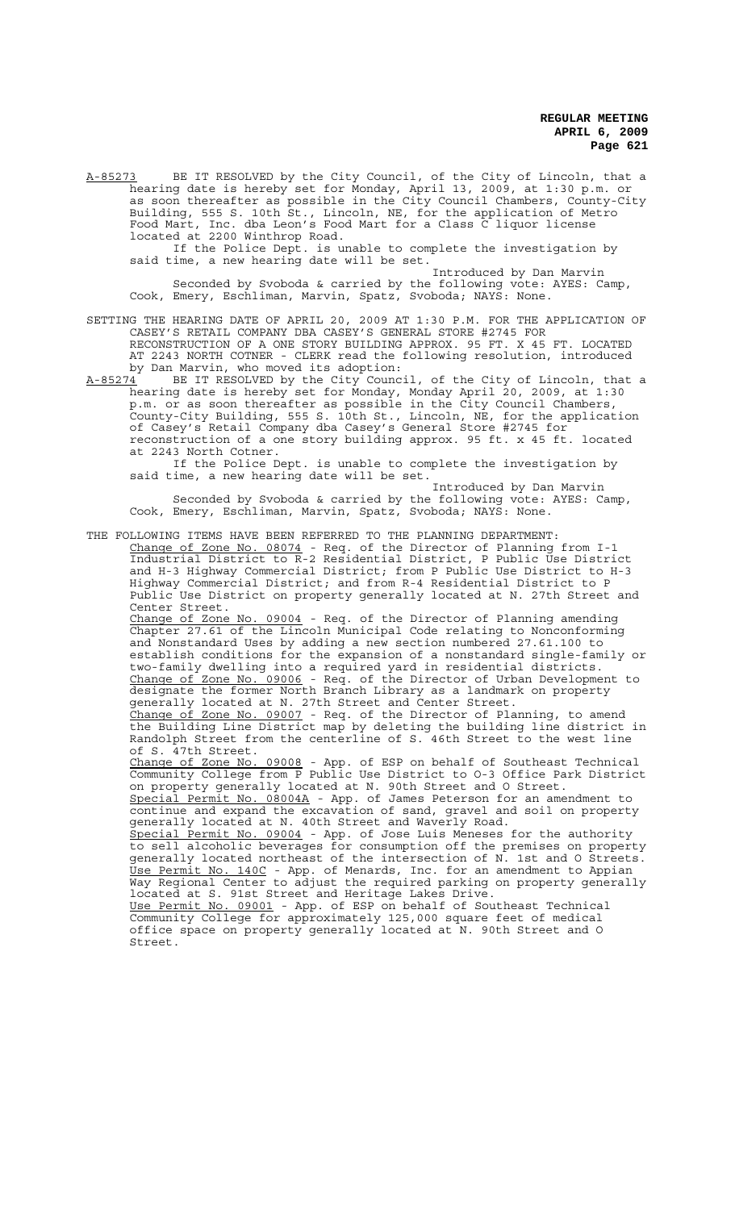A-85273 BE IT RESOLVED by the City Council, of the City of Lincoln, that a hearing date is hereby set for Monday, April 13, 2009, at 1:30 p.m. or as soon thereafter as possible in the City Council Chambers, County-City Building, 555 S. 10th St., Lincoln, NE, for the application of Metro Food Mart, Inc. dba Leon's Food Mart for a Class C liquor license located at 2200 Winthrop Road.

If the Police Dept. is unable to complete the investigation by said time, a new hearing date will be set.

Introduced by Dan Marvin

Seconded by Svoboda & carried by the following vote: AYES: Camp, Cook, Emery, Eschliman, Marvin, Spatz, Svoboda; NAYS: None.

SETTING THE HEARING DATE OF APRIL 20, 2009 AT 1:30 P.M. FOR THE APPLICATION OF CASEY'S RETAIL COMPANY DBA CASEY'S GENERAL STORE #2745 FOR RECONSTRUCTION OF A ONE STORY BUILDING APPROX. 95 FT. X 45 FT. LOCATED AT 2243 NORTH COTNER - CLERK read the following resolution, introduced by Dan Marvin, who moved its adoption:

A-85274 BE IT RESOLVED by the City Council, of the City of Lincoln, that a hearing date is hereby set for Monday, Monday April 20, 2009, at 1:30 p.m. or as soon thereafter as possible in the City Council Chambers, County-City Building, 555 S. 10th St., Lincoln, NE, for the application of Casey's Retail Company dba Casey's General Store #2745 for reconstruction of a one story building approx. 95 ft. x 45 ft. located at 2243 North Cotner.

If the Police Dept. is unable to complete the investigation by said time, a new hearing date will be set.

Introduced by Dan Marvin

Seconded by Svoboda & carried by the following vote: AYES: Camp, Cook, Emery, Eschliman, Marvin, Spatz, Svoboda; NAYS: None.

THE FOLLOWING ITEMS HAVE BEEN REFERRED TO THE PLANNING DEPARTMENT:

Change of Zone No. 08074 - Req. of the Director of Planning from I-1 Industrial District to R-2 Residential District, P Public Use District and H-3 Highway Commercial District; from P Public Use District to H-3 Highway Commercial District; and from R-4 Residential District to P Public Use District on property generally located at N. 27th Street and Center Street.

Change of Zone No. 09004 - Req. of the Director of Planning amending Chapter 27.61 of the Lincoln Municipal Code relating to Nonconforming and Nonstandard Uses by adding a new section numbered 27.61.100 to establish conditions for the expansion of a nonstandard single-family or two-family dwelling into a required yard in residential districts.

Change of Zone No. 09006 - Req. of the Director of Urban Development to designate the former North Branch Library as a landmark on property generally located at N. 27th Street and Center Street.

Change of Zone No. 09007 - Req. of the Director of Planning, to amend the Building Line District map by deleting the building line district in Randolph Street from the centerline of S. 46th Street to the west line of S. 47th Street.

Change of Zone No. 09008 - App. of ESP on behalf of Southeast Technical Community College from P Public Use District to O-3 Office Park District on property generally located at N. 90th Street and O Street.

Special Permit No. 08004A - App. of James Peterson for an amendment to continue and expand the excavation of sand, gravel and soil on property generally located at N. 40th Street and Waverly Road.

Special Permit No. 09004 - App. of Jose Luis Meneses for the authority to sell alcoholic beverages for consumption off the premises on property generally located northeast of the intersection of N. 1st and O Streets.

Use Permit No. 140C - App. of Menards, Inc. for an amendment to Appian Way Regional Center to adjust the required parking on property generally located at S. 91st Street and Heritage Lakes Drive.

Use Permit No. 09001 - App. of ESP on behalf of Southeast Technical Community College for approximately 125,000 square feet of medical office space on property generally located at N. 90th Street and O Street.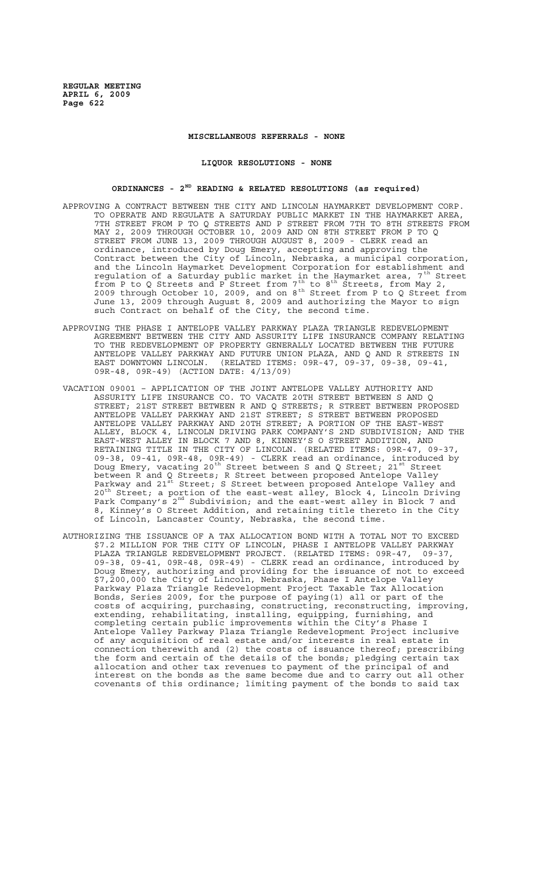**MISCELLANEOUS REFERRALS - NONE**

**LIQUOR RESOLUTIONS - NONE**

**ORDINANCES - 2ND READING & RELATED RESOLUTIONS (as required)**

APPROVING A CONTRACT BETWEEN THE CITY AND LINCOLN HAYMARKET DEVELOPMENT CORP. TO OPERATE AND REGULATE A SATURDAY PUBLIC MARKET IN THE HAYMARKET AREA, 7TH STREET FROM P TO Q STREETS AND P STREET FROM 7TH TO 8TH STREETS FROM MAY 2, 2009 THROUGH OCTOBER 10, 2009 AND ON 8TH STREET FROM P TO Q STREET FROM JUNE 13, 2009 THROUGH AUGUST 8, 2009 - CLERK read an ordinance, introduced by Doug Emery, accepting and approving the Contract between the City of Lincoln, Nebraska, a municipal corporation, and the Lincoln Haymarket Development Corporation for establishment and regulation of a Saturday public market in the Haymarket area, 7th Street from P to Q Streets and P Street from 7th to 8th Streets, from May 2, 2009 through October 10, 2009, and on 8th Street from P to Q Street from June 13, 2009 through August 8, 2009 and authorizing the Mayor to sign such Contract on behalf of the City, the second time.

APPROVING THE PHASE I ANTELOPE VALLEY PARKWAY PLAZA TRIANGLE REDEVELOPMENT AGREEMENT BETWEEN THE CITY AND ASSURITY LIFE INSURANCE COMPANY RELATING TO THE REDEVELOPMENT OF PROPERTY GENERALLY LOCATED BETWEEN THE FUTURE ANTELOPE VALLEY PARKWAY AND FUTURE UNION PLAZA, AND Q AND R STREETS IN EAST DOWNTOWN LINCOLN. (RELATED ITEMS: 09R-47, 09-37, 09-38, 09-41, 09R-48, 09R-49) (ACTION DATE: 4/13/09)

VACATION 09001 – APPLICATION OF THE JOINT ANTELOPE VALLEY AUTHORITY AND ASSURITY LIFE INSURANCE CO. TO VACATE 20TH STREET BETWEEN S AND Q STREET; 21ST STREET BETWEEN R AND Q STREETS; R STREET BETWEEN PROPOSED ANTELOPE VALLEY PARKWAY AND 21ST STREET; S STREET BETWEEN PROPOSED ANTELOPE VALLEY PARKWAY AND 20TH STREET; A PORTION OF THE EAST-WEST ALLEY, BLOCK 4, LINCOLN DRIVING PARK COMPANY'S 2ND SUBDIVISION; AND THE EAST-WEST ALLEY IN BLOCK 7 AND 8, KINNEY'S O STREET ADDITION, AND RETAINING TITLE IN THE CITY OF LINCOLN. (RELATED ITEMS: 09R-47, 09-37, 09-38, 09-41, 09R-48, 09R-49) - CLERK read an ordinance, introduced by Doug Emery, vacating 20th Street between S and Q Street; 21st Street between R and Q Streets; R Street between proposed Antelope Valley Parkway and 21st Street; S Street between proposed Antelope Valley and 20th Street; a portion of the east-west alley, Block 4, Lincoln Driving Park Company's 2nd Subdivision; and the east-west alley in Block 7 and 8, Kinney's O Street Addition, and retaining title thereto in the City of Lincoln, Lancaster County, Nebraska, the second time.

AUTHORIZING THE ISSUANCE OF A TAX ALLOCATION BOND WITH A TOTAL NOT TO EXCEED $7.2 MILLION FOR THE CITY OF LINCOLN, PHASE I ANTELOPE VALLEY PARKWAY PLAZA TRIANGLE REDEVELOPMENT PROJECT. (RELATED ITEMS: 09R-47, 09-37, 09-38, 09-41, 09R-48, 09R-49) - CLERK read an ordinance, introduced by Doug Emery, authorizing and providing for the issuance of not to exceed $7,200,000 the City of Lincoln, Nebraska, Phase I Antelope Valley Parkway Plaza Triangle Redevelopment Project Taxable Tax Allocation Bonds, Series 2009, for the purpose of paying(1) all or part of the costs of acquiring, purchasing, constructing, reconstructing, improving, extending, rehabilitating, installing, equipping, furnishing, and completing certain public improvements within the City's Phase I Antelope Valley Parkway Plaza Triangle Redevelopment Project inclusive of any acquisition of real estate and/or interests in real estate in connection therewith and (2) the costs of issuance thereof; prescribing the form and certain of the details of the bonds; pledging certain tax allocation and other tax revenues to payment of the principal of and interest on the bonds as the same become due and to carry out all other covenants of this ordinance; limiting payment of the bonds to said tax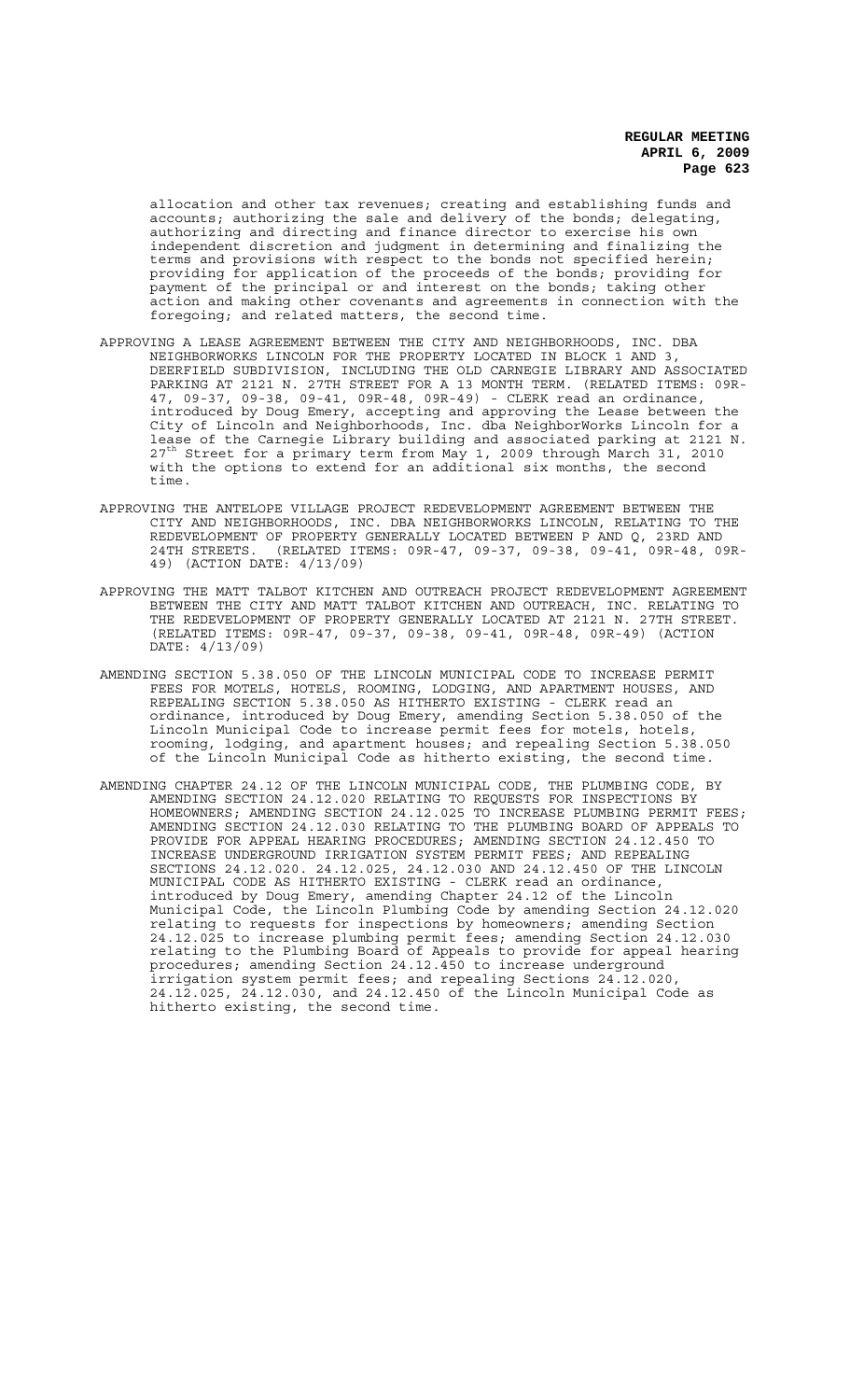allocation and other tax revenues; creating and establishing funds and accounts; authorizing the sale and delivery of the bonds; delegating, authorizing and directing and finance director to exercise his own independent discretion and judgment in determining and finalizing the terms and provisions with respect to the bonds not specified herein; providing for application of the proceeds of the bonds; providing for payment of the principal or and interest on the bonds; taking other action and making other covenants and agreements in connection with the foregoing; and related matters, the second time.

APPROVING A LEASE AGREEMENT BETWEEN THE CITY AND NEIGHBORHOODS, INC. DBA NEIGHBORWORKS LINCOLN FOR THE PROPERTY LOCATED IN BLOCK 1 AND 3, DEERFIELD SUBDIVISION, INCLUDING THE OLD CARNEGIE LIBRARY AND ASSOCIATED PARKING AT 2121 N. 27TH STREET FOR A 13 MONTH TERM. (RELATED ITEMS: 09R-47, 09-37, 09-38, 09-41, 09R-48, 09R-49) - CLERK read an ordinance, introduced by Doug Emery, accepting and approving the Lease between the City of Lincoln and Neighborhoods, Inc. dba NeighborWorks Lincoln for a lease of the Carnegie Library building and associated parking at 2121 N. 27th Street for a primary term from May 1, 2009 through March 31, 2010 with the options to extend for an additional six months, the second time.

APPROVING THE ANTELOPE VILLAGE PROJECT REDEVELOPMENT AGREEMENT BETWEEN THE CITY AND NEIGHBORHOODS, INC. DBA NEIGHBORWORKS LINCOLN, RELATING TO THE REDEVELOPMENT OF PROPERTY GENERALLY LOCATED BETWEEN P AND Q, 23RD AND 24TH STREETS. (RELATED ITEMS: 09R-47, 09-37, 09-38, 09-41, 09R-48, 09R-49) (ACTION DATE: 4/13/09)

APPROVING THE MATT TALBOT KITCHEN AND OUTREACH PROJECT REDEVELOPMENT AGREEMENT BETWEEN THE CITY AND MATT TALBOT KITCHEN AND OUTREACH, INC. RELATING TO THE REDEVELOPMENT OF PROPERTY GENERALLY LOCATED AT 2121 N. 27TH STREET. (RELATED ITEMS: 09R-47, 09-37, 09-38, 09-41, 09R-48, 09R-49) (ACTION DATE: 4/13/09)

AMENDING SECTION 5.38.050 OF THE LINCOLN MUNICIPAL CODE TO INCREASE PERMIT FEES FOR MOTELS, HOTELS, ROOMING, LODGING, AND APARTMENT HOUSES, AND REPEALING SECTION 5.38.050 AS HITHERTO EXISTING - CLERK read an ordinance, introduced by Doug Emery, amending Section 5.38.050 of the Lincoln Municipal Code to increase permit fees for motels, hotels, rooming, lodging, and apartment houses; and repealing Section 5.38.050 of the Lincoln Municipal Code as hitherto existing, the second time.

AMENDING CHAPTER 24.12 OF THE LINCOLN MUNICIPAL CODE, THE PLUMBING CODE, BY AMENDING SECTION 24.12.020 RELATING TO REQUESTS FOR INSPECTIONS BY HOMEOWNERS; AMENDING SECTION 24.12.025 TO INCREASE PLUMBING PERMIT FEES; AMENDING SECTION 24.12.030 RELATING TO THE PLUMBING BOARD OF APPEALS TO PROVIDE FOR APPEAL HEARING PROCEDURES; AMENDING SECTION 24.12.450 TO INCREASE UNDERGROUND IRRIGATION SYSTEM PERMIT FEES; AND REPEALING SECTIONS 24.12.020. 24.12.025, 24.12.030 AND 24.12.450 OF THE LINCOLN MUNICIPAL CODE AS HITHERTO EXISTING - CLERK read an ordinance, introduced by Doug Emery, amending Chapter 24.12 of the Lincoln Municipal Code, the Lincoln Plumbing Code by amending Section 24.12.020 relating to requests for inspections by homeowners; amending Section 24.12.025 to increase plumbing permit fees; amending Section 24.12.030 relating to the Plumbing Board of Appeals to provide for appeal hearing procedures; amending Section 24.12.450 to increase underground irrigation system permit fees; and repealing Sections 24.12.020, 24.12.025, 24.12.030, and 24.12.450 of the Lincoln Municipal Code as hitherto existing, the second time.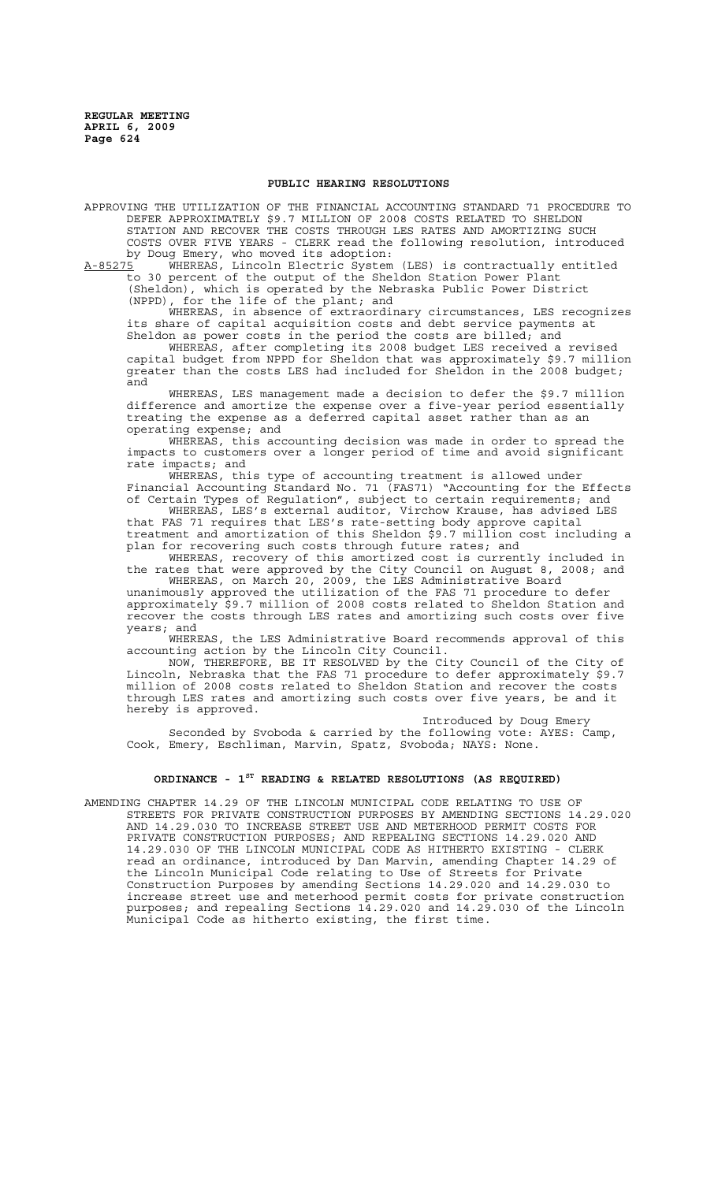## PUBLIC HEARING RESOLUTIONS

APPROVING THE UTILIZATION OF THE FINANCIAL ACCOUNTING STANDARD 71 PROCEDURE TO DEFER APPROXIMATELY $9.7 MILLION OF 2008 COSTS RELATED TO SHELDON STATION AND RECOVER THE COSTS THROUGH LES RATES AND AMORTIZING SUCH COSTS OVER FIVE YEARS - CLERK read the following resolution, introduced by Doug Emery, who moved its adoption:

A-85275 WHEREAS, Lincoln Electric System (LES) is contractually entitled to 30 percent of the output of the Sheldon Station Power Plant (Sheldon), which is operated by the Nebraska Public Power District (NPPD), for the life of the plant; and

WHEREAS, in absence of extraordinary circumstances, LES recognizes its share of capital acquisition costs and debt service payments at Sheldon as power costs in the period the costs are billed; and

WHEREAS, after completing its 2008 budget LES received a revised capital budget from NPPD for Sheldon that was approximately $9.7 million greater than the costs LES had included for Sheldon in the 2008 budget; and

WHEREAS, LES management made a decision to defer the $9.7 million difference and amortize the expense over a five-year period essentially treating the expense as a deferred capital asset rather than as an operating expense; and

WHEREAS, this accounting decision was made in order to spread the impacts to customers over a longer period of time and avoid significant rate impacts; and

WHEREAS, this type of accounting treatment is allowed under Financial Accounting Standard No. 71 (FAS71) "Accounting for the Effects of Certain Types of Regulation", subject to certain requirements; and

WHEREAS, LES's external auditor, Virchow Krause, has advised LES that FAS 71 requires that LES's rate-setting body approve capital treatment and amortization of this Sheldon $9.7 million cost including a plan for recovering such costs through future rates; and

WHEREAS, recovery of this amortized cost is currently included in the rates that were approved by the City Council on August 8, 2008; and

WHEREAS, on March 20, 2009, the LES Administrative Board unanimously approved the utilization of the FAS 71 procedure to defer approximately $9.7 million of 2008 costs related to Sheldon Station and recover the costs through LES rates and amortizing such costs over five years; and

WHEREAS, the LES Administrative Board recommends approval of this accounting action by the Lincoln City Council.

NOW, THEREFORE, BE IT RESOLVED by the City Council of the City of Lincoln, Nebraska that the FAS 71 procedure to defer approximately $9.7 million of 2008 costs related to Sheldon Station and recover the costs through LES rates and amortizing such costs over five years, be and it hereby is approved.

Introduced by Doug Emery

Seconded by Svoboda & carried by the following vote: AYES: Camp, Cook, Emery, Eschliman, Marvin, Spatz, Svoboda; NAYS: None.

## ORDINANCE - 1ST READING & RELATED RESOLUTIONS (AS REQUIRED)

AMENDING CHAPTER 14.29 OF THE LINCOLN MUNICIPAL CODE RELATING TO USE OF STREETS FOR PRIVATE CONSTRUCTION PURPOSES BY AMENDING SECTIONS 14.29.020 AND 14.29.030 TO INCREASE STREET USE AND METERHOOD PERMIT COSTS FOR PRIVATE CONSTRUCTION PURPOSES; AND REPEALING SECTIONS 14.29.020 AND 14.29.030 OF THE LINCOLN MUNICIPAL CODE AS HITHERTO EXISTING - CLERK read an ordinance, introduced by Dan Marvin, amending Chapter 14.29 of the Lincoln Municipal Code relating to Use of Streets for Private Construction Purposes by amending Sections 14.29.020 and 14.29.030 to increase street use and meterhood permit costs for private construction purposes; and repealing Sections 14.29.020 and 14.29.030 of the Lincoln Municipal Code as hitherto existing, the first time.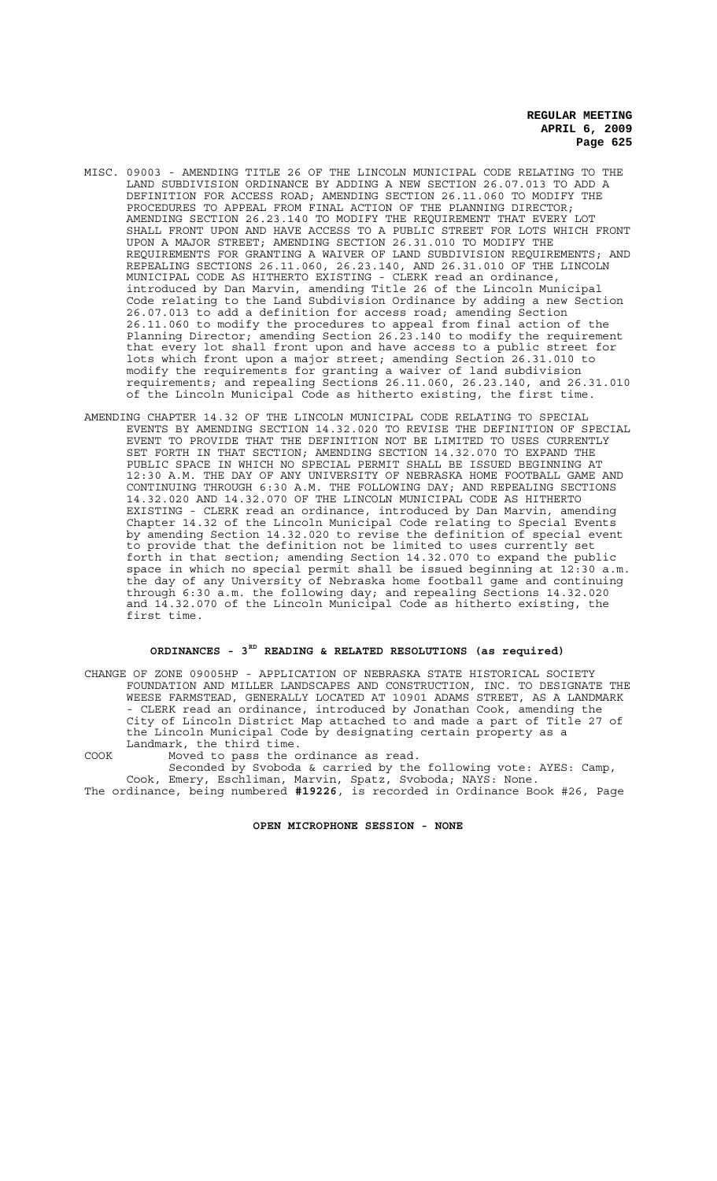MISC. 09003 - AMENDING TITLE 26 OF THE LINCOLN MUNICIPAL CODE RELATING TO THE LAND SUBDIVISION ORDINANCE BY ADDING A NEW SECTION 26.07.013 TO ADD A DEFINITION FOR ACCESS ROAD; AMENDING SECTION 26.11.060 TO MODIFY THE PROCEDURES TO APPEAL FROM FINAL ACTION OF THE PLANNING DIRECTOR; AMENDING SECTION 26.23.140 TO MODIFY THE REQUIREMENT THAT EVERY LOT SHALL FRONT UPON AND HAVE ACCESS TO A PUBLIC STREET FOR LOTS WHICH FRONT UPON A MAJOR STREET; AMENDING SECTION 26.31.010 TO MODIFY THE REQUIREMENTS FOR GRANTING A WAIVER OF LAND SUBDIVISION REQUIREMENTS; AND REPEALING SECTIONS 26.11.060, 26.23.140, AND 26.31.010 OF THE LINCOLN MUNICIPAL CODE AS HITHERTO EXISTING - CLERK read an ordinance, introduced by Dan Marvin, amending Title 26 of the Lincoln Municipal Code relating to the Land Subdivision Ordinance by adding a new Section 26.07.013 to add a definition for access road; amending Section 26.11.060 to modify the procedures to appeal from final action of the Planning Director; amending Section 26.23.140 to modify the requirement that every lot shall front upon and have access to a public street for lots which front upon a major street; amending Section 26.31.010 to modify the requirements for granting a waiver of land subdivision requirements; and repealing Sections 26.11.060, 26.23.140, and 26.31.010 of the Lincoln Municipal Code as hitherto existing, the first time.

AMENDING CHAPTER 14.32 OF THE LINCOLN MUNICIPAL CODE RELATING TO SPECIAL EVENTS BY AMENDING SECTION 14.32.020 TO REVISE THE DEFINITION OF SPECIAL EVENT TO PROVIDE THAT THE DEFINITION NOT BE LIMITED TO USES CURRENTLY SET FORTH IN THAT SECTION; AMENDING SECTION 14.32.070 TO EXPAND THE PUBLIC SPACE IN WHICH NO SPECIAL PERMIT SHALL BE ISSUED BEGINNING AT 12:30 A.M. THE DAY OF ANY UNIVERSITY OF NEBRASKA HOME FOOTBALL GAME AND CONTINUING THROUGH 6:30 A.M. THE FOLLOWING DAY; AND REPEALING SECTIONS 14.32.020 AND 14.32.070 OF THE LINCOLN MUNICIPAL CODE AS HITHERTO EXISTING - CLERK read an ordinance, introduced by Dan Marvin, amending Chapter 14.32 of the Lincoln Municipal Code relating to Special Events by amending Section 14.32.020 to revise the definition of special event to provide that the definition not be limited to uses currently set forth in that section; amending Section 14.32.070 to expand the public space in which no special permit shall be issued beginning at 12:30 a.m. the day of any University of Nebraska home football game and continuing through 6:30 a.m. the following day; and repealing Sections 14.32.020 and 14.32.070 of the Lincoln Municipal Code as hitherto existing, the first time.

## ORDINANCES - 3RD READING & RELATED RESOLUTIONS (as required)

CHANGE OF ZONE 09005HP - APPLICATION OF NEBRASKA STATE HISTORICAL SOCIETY FOUNDATION AND MILLER LANDSCAPES AND CONSTRUCTION, INC. TO DESIGNATE THE WEESE FARMSTEAD, GENERALLY LOCATED AT 10901 ADAMS STREET, AS A LANDMARK - CLERK read an ordinance, introduced by Jonathan Cook, amending the City of Lincoln District Map attached to and made a part of Title 27 of the Lincoln Municipal Code by designating certain property as a Landmark, the third time.

COOK Moved to pass the ordinance as read.

Seconded by Svoboda & carried by the following vote: AYES: Camp, Cook, Emery, Eschliman, Marvin, Spatz, Svoboda; NAYS: None.

The ordinance, being numbered **#19226**, is recorded in Ordinance Book #26, Page

## OPEN MICROPHONE SESSION - NONE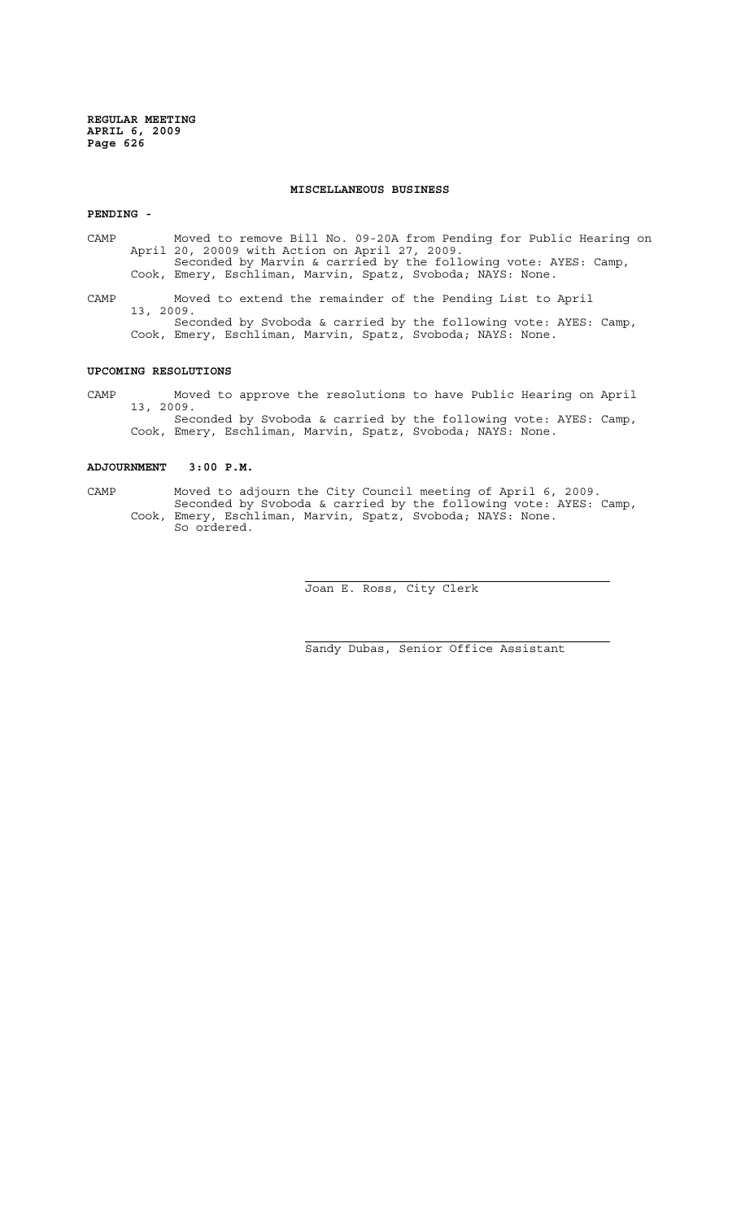## MISCELLANEOUS BUSINESS

**PENDING -**

CAMP Moved to remove Bill No. 09-20A from Pending for Public Hearing on April 20, 20009 with Action on April 27, 2009.
Seconded by Marvin & carried by the following vote: AYES: Camp, Cook, Emery, Eschliman, Marvin, Spatz, Svoboda; NAYS: None.

CAMP Moved to extend the remainder of the Pending List to April 13, 2009.
Seconded by Svoboda & carried by the following vote: AYES: Camp, Cook, Emery, Eschliman, Marvin, Spatz, Svoboda; NAYS: None.

**UPCOMING RESOLUTIONS**

CAMP Moved to approve the resolutions to have Public Hearing on April 13, 2009.
Seconded by Svoboda & carried by the following vote: AYES: Camp, Cook, Emery, Eschliman, Marvin, Spatz, Svoboda; NAYS: None.

**ADJOURNMENT 3:00 P.M.**

CAMP Moved to adjourn the City Council meeting of April 6, 2009.
Seconded by Svoboda & carried by the following vote: AYES: Camp, Cook, Emery, Eschliman, Marvin, Spatz, Svoboda; NAYS: None.
So ordered.

Joan E. Ross, City Clerk

Sandy Dubas, Senior Office Assistant